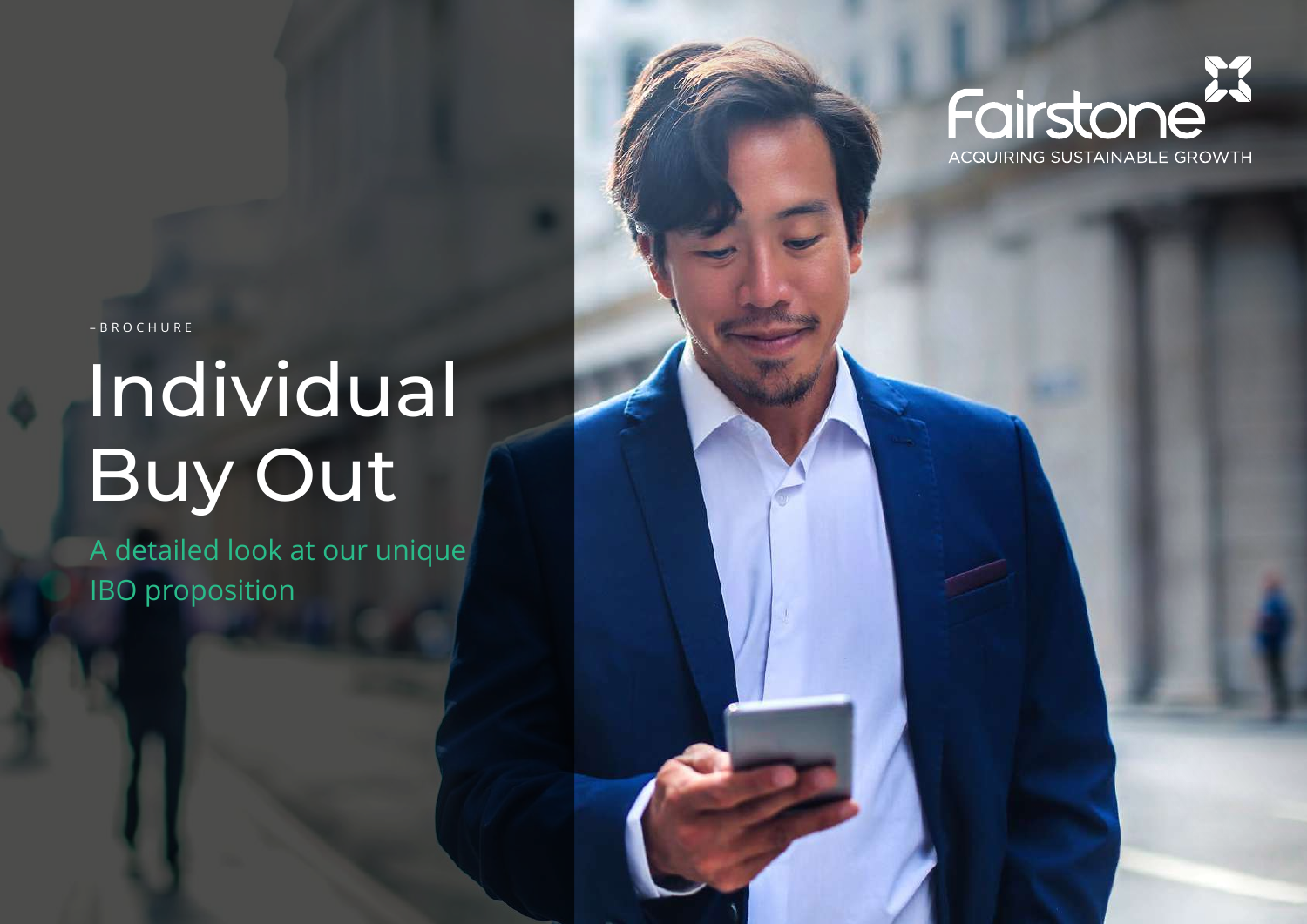Fairstone

ACQUIRING SUSTAINABLE GROWTH

– BROCHURE

# Individual Buy Out

A detailed look at our unique IBO proposition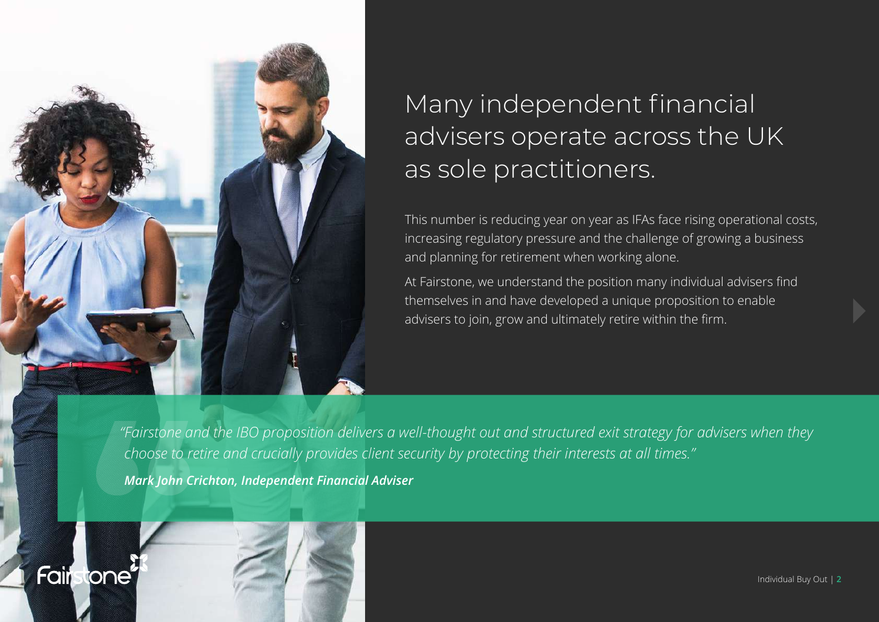# Many independent financial advisers operate across the UK as sole practitioners.

This number is reducing year on year as IFAs face rising operational costs, increasing regulatory pressure and the challenge of growing a business and planning for retirement when working alone.

At Fairstone, we understand the position many individual advisers find themselves in and have developed a unique proposition to enable advisers to join, grow and ultimately retire within the firm.

> *"Fairstone and the IBO proposition delivers a well-thought out and structured exit strategy for advisers when they choose to retire and crucially provides client security by protecting their interests at all times."*
>
> ***Mark John Crichton, Independent Financial Adviser***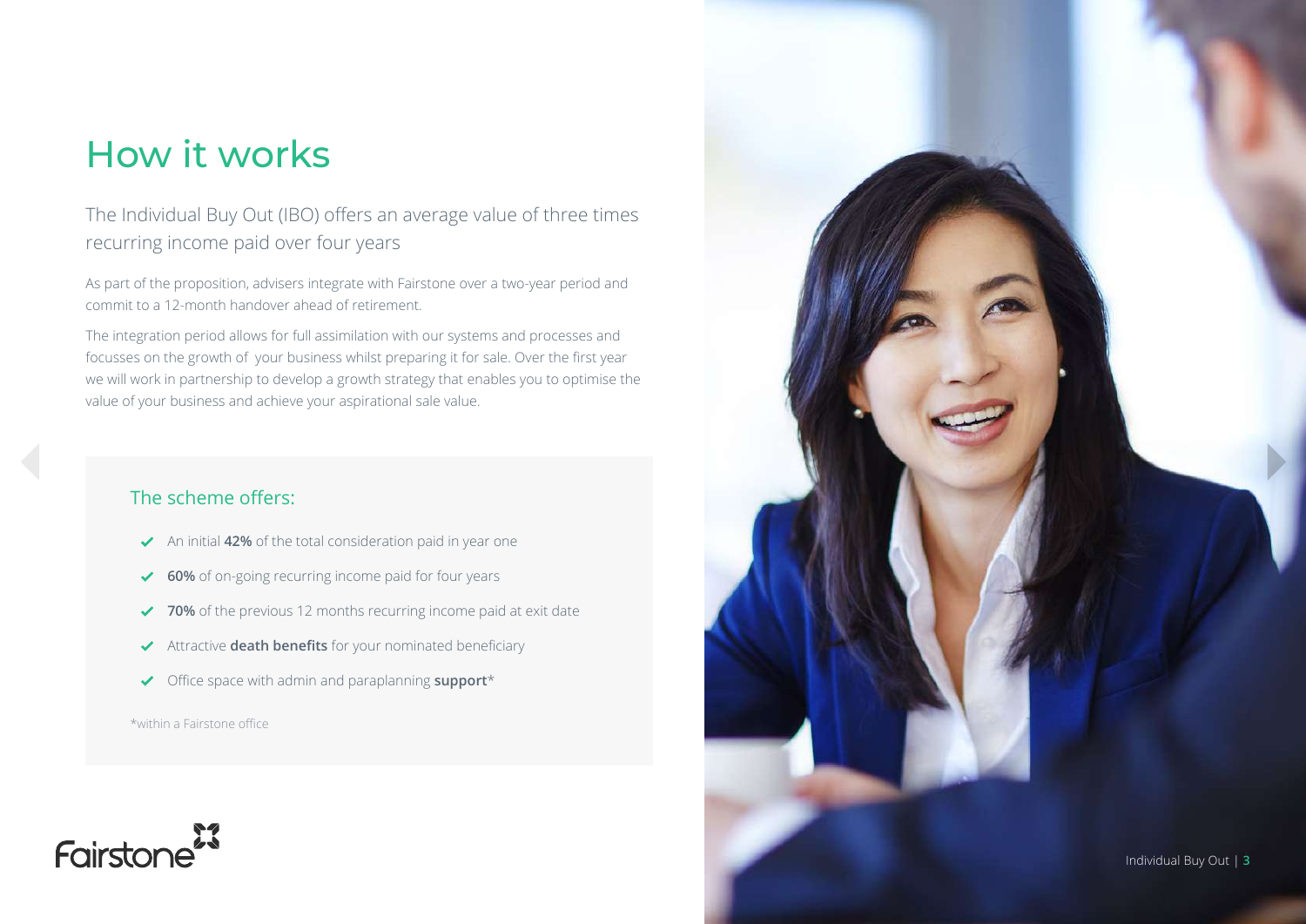# How it works

The Individual Buy Out (IBO) offers an average value of three times recurring income paid over four years

As part of the proposition, advisers integrate with Fairstone over a two-year period and commit to a 12-month handover ahead of retirement.

The integration period allows for full assimilation with our systems and processes and focusses on the growth of your business whilst preparing it for sale. Over the first year we will work in partnership to develop a growth strategy that enables you to optimise the value of your business and achieve your aspirational sale value.

## The scheme offers:

- An initial **42%** of the total consideration paid in year one
- **60%** of on-going recurring income paid for four years
- **70%** of the previous 12 months recurring income paid at exit date
- Attractive **death benefits** for your nominated beneficiary
- Office space with admin and paraplanning **support***

*within a Fairstone office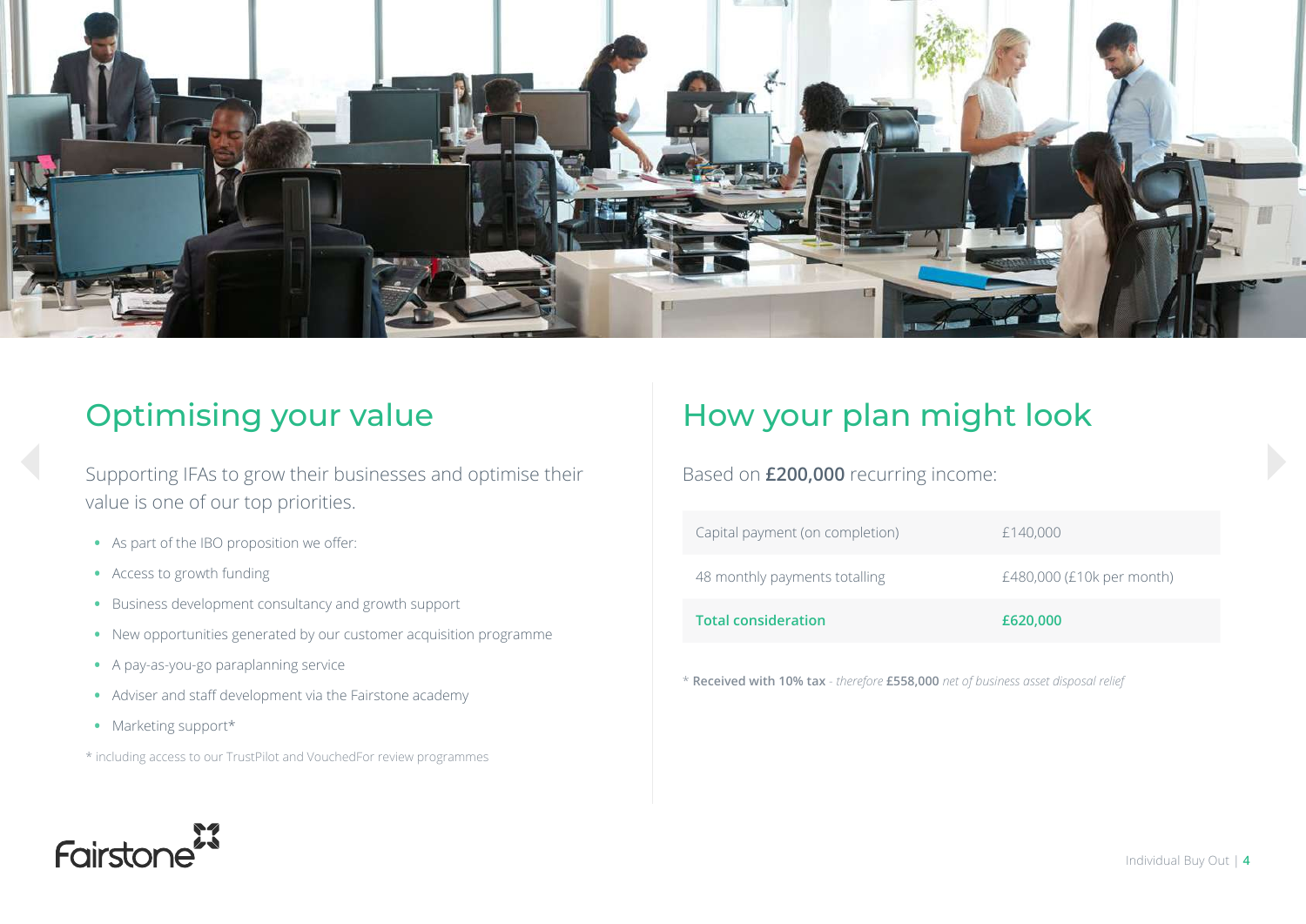## Optimising your value

Supporting IFAs to grow their businesses and optimise their value is one of our top priorities.

- As part of the IBO proposition we offer:
- Access to growth funding
- Business development consultancy and growth support
- New opportunities generated by our customer acquisition programme
- A pay-as-you-go paraplanning service
- Adviser and staff development via the Fairstone academy
- Marketing support*

* including access to our TrustPilot and VouchedFor review programmes

## How your plan might look

Based on **£200,000** recurring income:

| | |
|---|---|
| Capital payment (on completion) | £140,000 |
| 48 monthly payments totalling | £480,000 (£10k per month) |
| **Total consideration** | **£620,000** |

* **Received with 10% tax** - *therefore* **£558,000** *net of business asset disposal relief*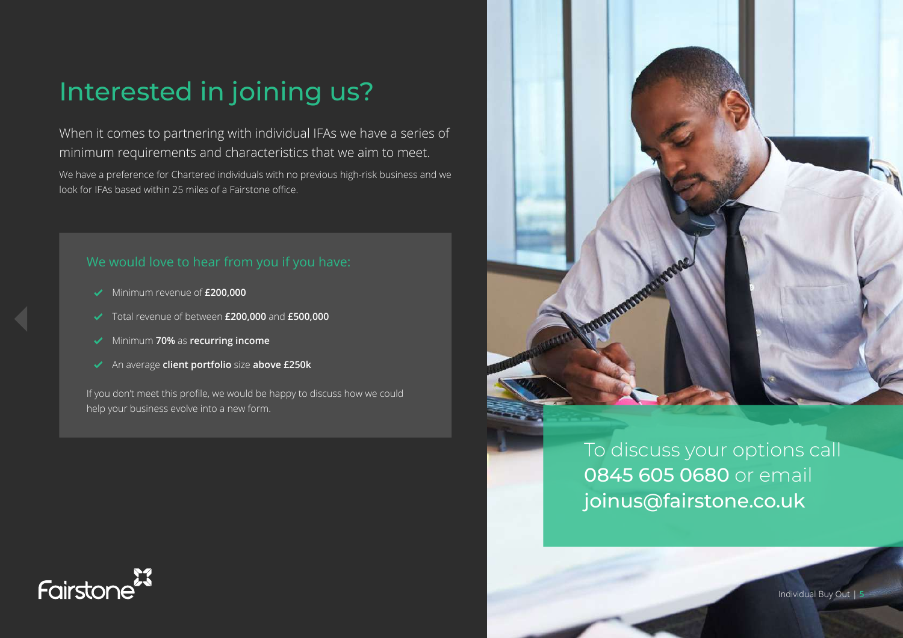# Interested in joining us?

When it comes to partnering with individual IFAs we have a series of minimum requirements and characteristics that we aim to meet.

We have a preference for Chartered individuals with no previous high-risk business and we look for IFAs based within 25 miles of a Fairstone office.

## We would love to hear from you if you have:

- Minimum revenue of **£200,000**
- Total revenue of between **£200,000** and **£500,000**
- Minimum **70%** as **recurring income**
- An average **client portfolio** size **above £250k**

If you don't meet this profile, we would be happy to discuss how we could help your business evolve into a new form.

To discuss your options call **0845 605 0680** or email **joinus@fairstone.co.uk**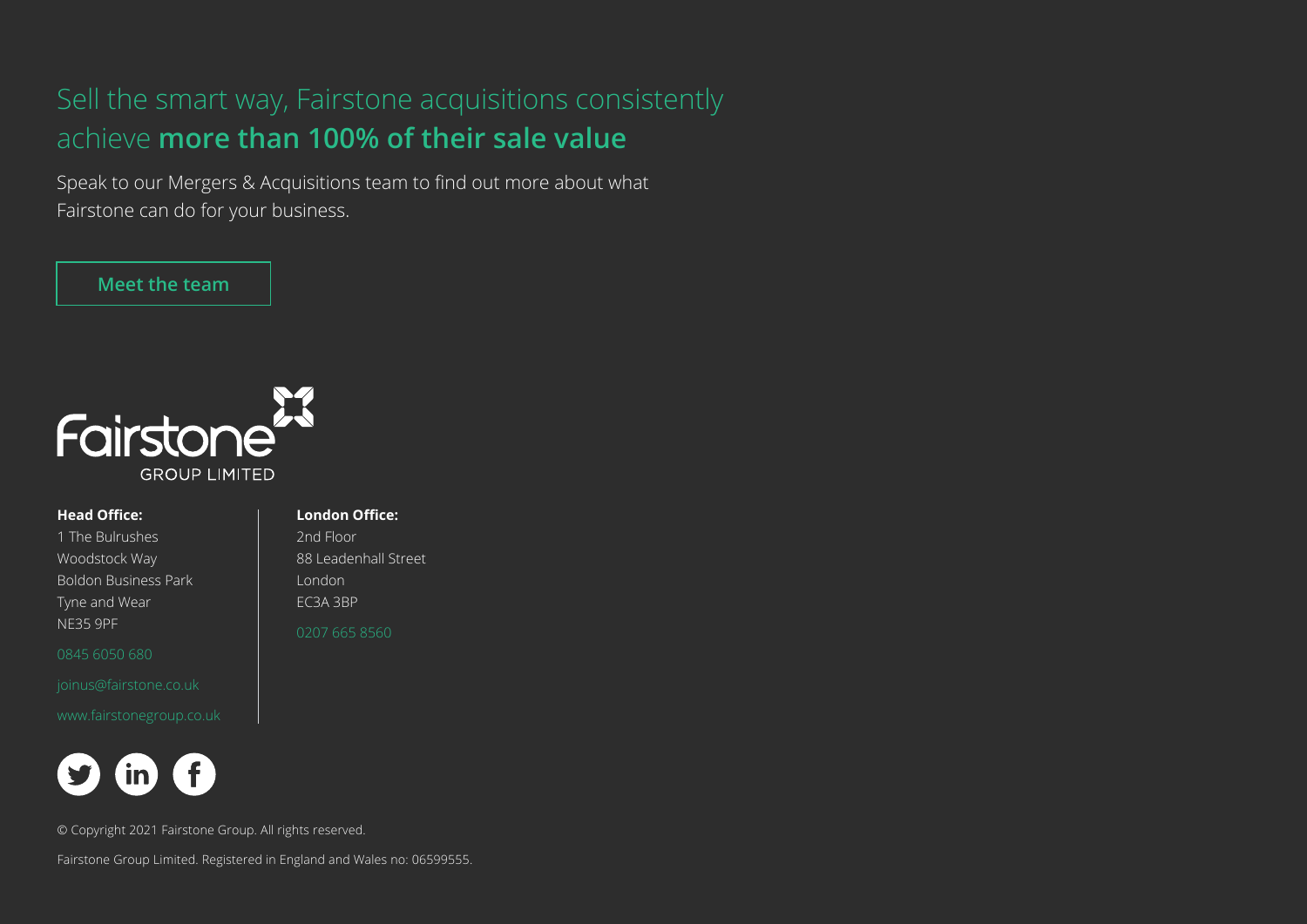## Sell the smart way, Fairstone acquisitions consistently achieve **more than 100% of their sale value**

Speak to our Mergers & Acquisitions team to find out more about what Fairstone can do for your business.

Meet the team

Fairstone
GROUP LIMITED

**Head Office:**
1 The Bulrushes
Woodstock Way
Boldon Business Park
Tyne and Wear
NE35 9PF

0845 6050 680

joinus@fairstone.co.uk

www.fairstonegroup.co.uk

**London Office:**
2nd Floor
88 Leadenhall Street
London
EC3A 3BP

0207 665 8560

© Copyright 2021 Fairstone Group. All rights reserved.

Fairstone Group Limited. Registered in England and Wales no: 06599555.